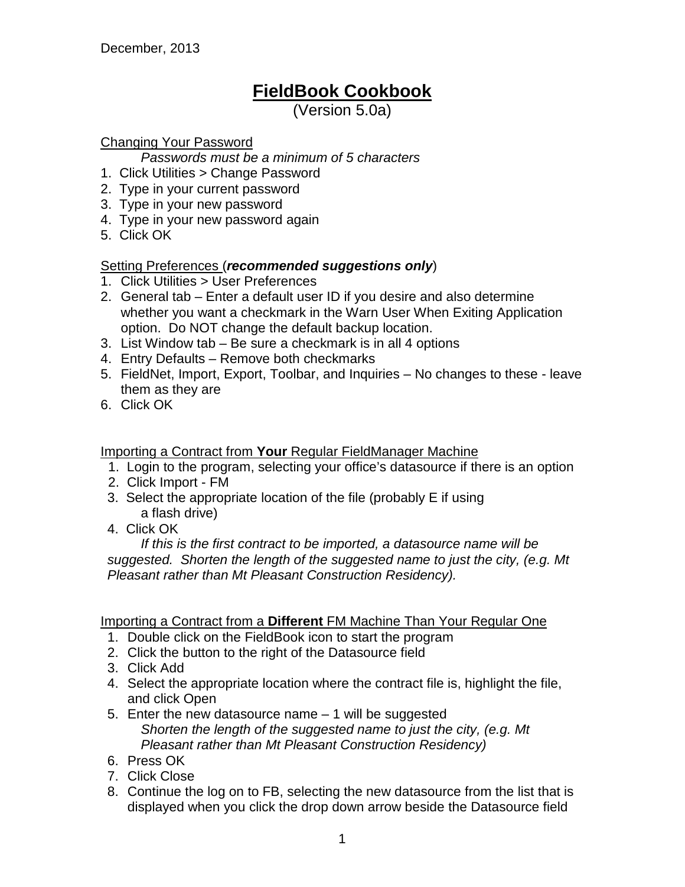December, 2013

# FieldBook Cookbook

(Version 5.0a)

## Changing Your Password

*Passwords must be a minimum of 5 characters*

1. Click Utilities > Change Password
2. Type in your current password
3. Type in your new password
4. Type in your new password again
5. Click OK

## Setting Preferences (*recommended suggestions only*)

1. Click Utilities > User Preferences
2. General tab – Enter a default user ID if you desire and also determine whether you want a checkmark in the Warn User When Exiting Application option. Do NOT change the default backup location.
3. List Window tab – Be sure a checkmark is in all 4 options
4. Entry Defaults – Remove both checkmarks
5. FieldNet, Import, Export, Toolbar, and Inquiries – No changes to these - leave them as they are
6. Click OK

## Importing a Contract from **Your** Regular FieldManager Machine

1. Login to the program, selecting your office's datasource if there is an option
2. Click Import - FM
3. Select the appropriate location of the file (probably E if using a flash drive)
4. Click OK

*If this is the first contract to be imported, a datasource name will be suggested. Shorten the length of the suggested name to just the city, (e.g. Mt Pleasant rather than Mt Pleasant Construction Residency).*

## Importing a Contract from a **Different** FM Machine Than Your Regular One

1. Double click on the FieldBook icon to start the program
2. Click the button to the right of the Datasource field
3. Click Add
4. Select the appropriate location where the contract file is, highlight the file, and click Open
5. Enter the new datasource name – 1 will be suggested
   *Shorten the length of the suggested name to just the city, (e.g. Mt Pleasant rather than Mt Pleasant Construction Residency)*
6. Press OK
7. Click Close
8. Continue the log on to FB, selecting the new datasource from the list that is displayed when you click the drop down arrow beside the Datasource field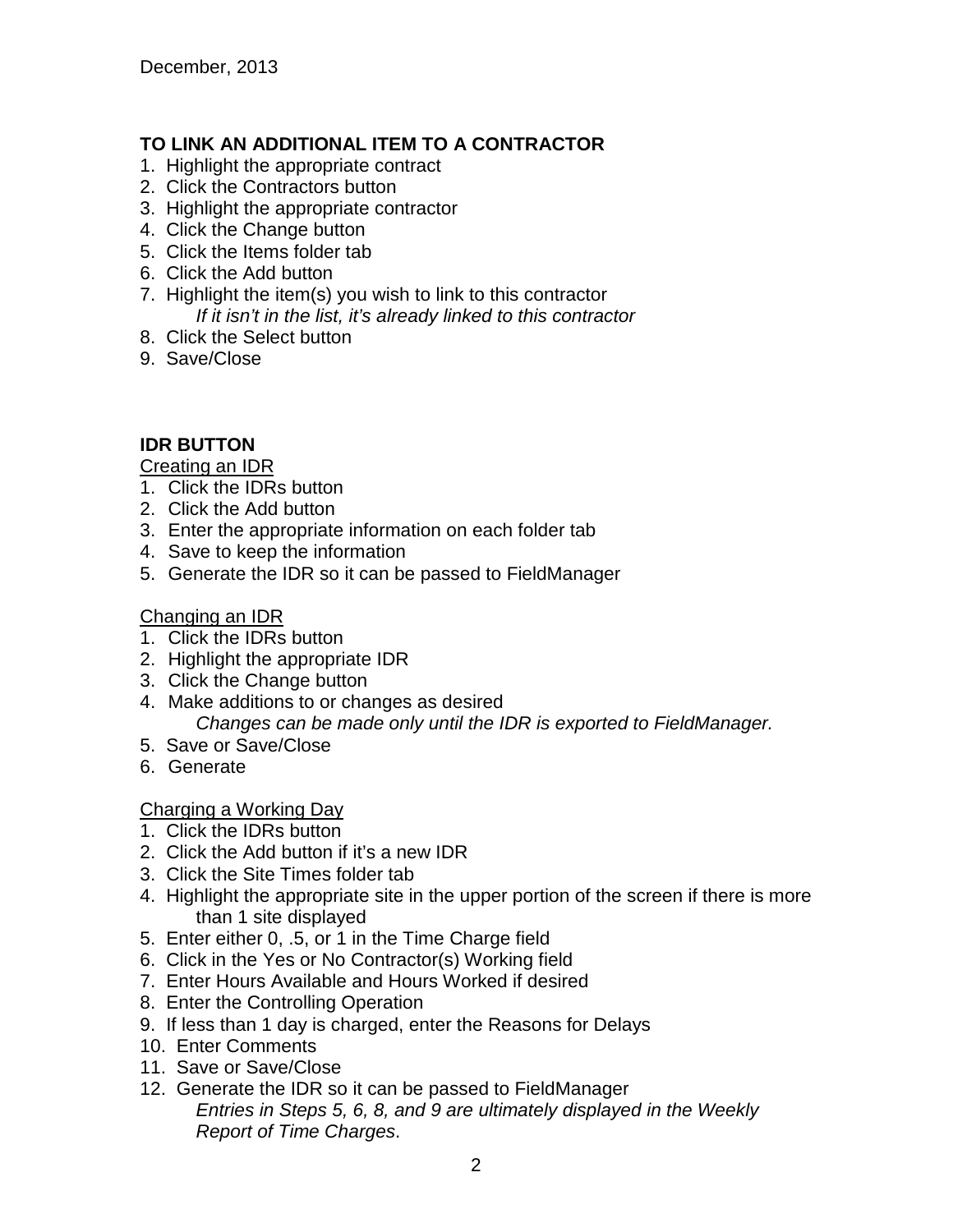December, 2013

**TO LINK AN ADDITIONAL ITEM TO A CONTRACTOR**

1. Highlight the appropriate contract
2. Click the Contractors button
3. Highlight the appropriate contractor
4. Click the Change button
5. Click the Items folder tab
6. Click the Add button
7. Highlight the item(s) you wish to link to this contractor
   *If it isn't in the list, it's already linked to this contractor*
8. Click the Select button
9. Save/Close

**IDR BUTTON**

Creating an IDR

1. Click the IDRs button
2. Click the Add button
3. Enter the appropriate information on each folder tab
4. Save to keep the information
5. Generate the IDR so it can be passed to FieldManager

Changing an IDR

1. Click the IDRs button
2. Highlight the appropriate IDR
3. Click the Change button
4. Make additions to or changes as desired
   *Changes can be made only until the IDR is exported to FieldManager.*
5. Save or Save/Close
6. Generate

Charging a Working Day

1. Click the IDRs button
2. Click the Add button if it's a new IDR
3. Click the Site Times folder tab
4. Highlight the appropriate site in the upper portion of the screen if there is more than 1 site displayed
5. Enter either 0, .5, or 1 in the Time Charge field
6. Click in the Yes or No Contractor(s) Working field
7. Enter Hours Available and Hours Worked if desired
8. Enter the Controlling Operation
9. If less than 1 day is charged, enter the Reasons for Delays
10. Enter Comments
11. Save or Save/Close
12. Generate the IDR so it can be passed to FieldManager
    *Entries in Steps 5, 6, 8, and 9 are ultimately displayed in the Weekly Report of Time Charges*.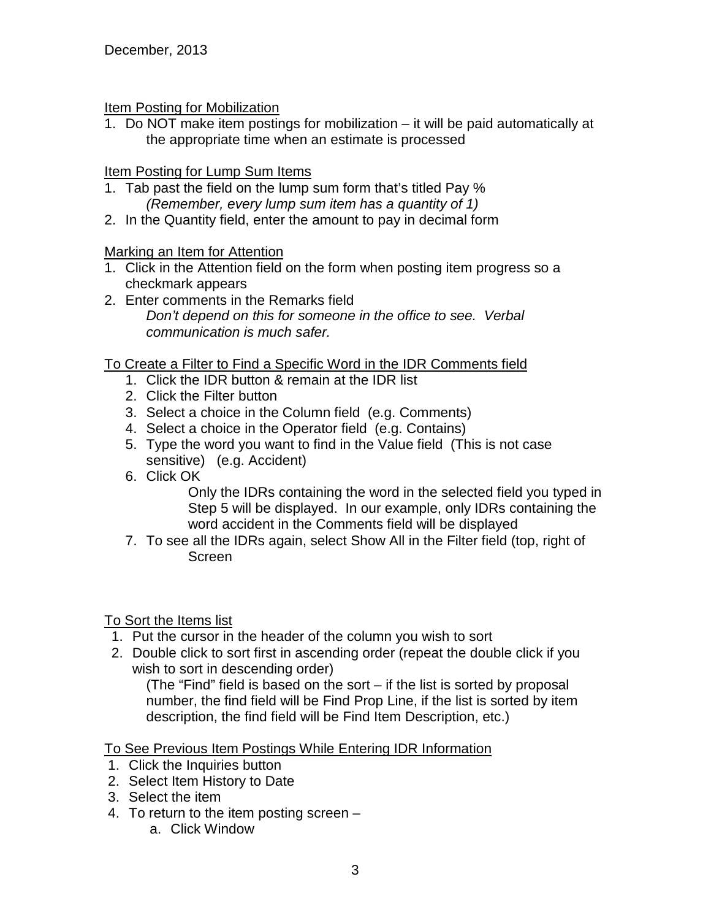December, 2013

Item Posting for Mobilization

1. Do NOT make item postings for mobilization – it will be paid automatically at the appropriate time when an estimate is processed

Item Posting for Lump Sum Items

1. Tab past the field on the lump sum form that's titled Pay %
   *(Remember, every lump sum item has a quantity of 1)*
2. In the Quantity field, enter the amount to pay in decimal form

Marking an Item for Attention

1. Click in the Attention field on the form when posting item progress so a checkmark appears
2. Enter comments in the Remarks field
   *Don't depend on this for someone in the office to see. Verbal communication is much safer.*

To Create a Filter to Find a Specific Word in the IDR Comments field

1. Click the IDR button & remain at the IDR list
2. Click the Filter button
3. Select a choice in the Column field (e.g. Comments)
4. Select a choice in the Operator field (e.g. Contains)
5. Type the word you want to find in the Value field (This is not case sensitive) (e.g. Accident)
6. Click OK
   Only the IDRs containing the word in the selected field you typed in Step 5 will be displayed. In our example, only IDRs containing the word accident in the Comments field will be displayed
7. To see all the IDRs again, select Show All in the Filter field (top, right of Screen

To Sort the Items list

1. Put the cursor in the header of the column you wish to sort
2. Double click to sort first in ascending order (repeat the double click if you wish to sort in descending order)
   (The "Find" field is based on the sort – if the list is sorted by proposal number, the find field will be Find Prop Line, if the list is sorted by item description, the find field will be Find Item Description, etc.)

To See Previous Item Postings While Entering IDR Information

1. Click the Inquiries button
2. Select Item History to Date
3. Select the item
4. To return to the item posting screen –
   a. Click Window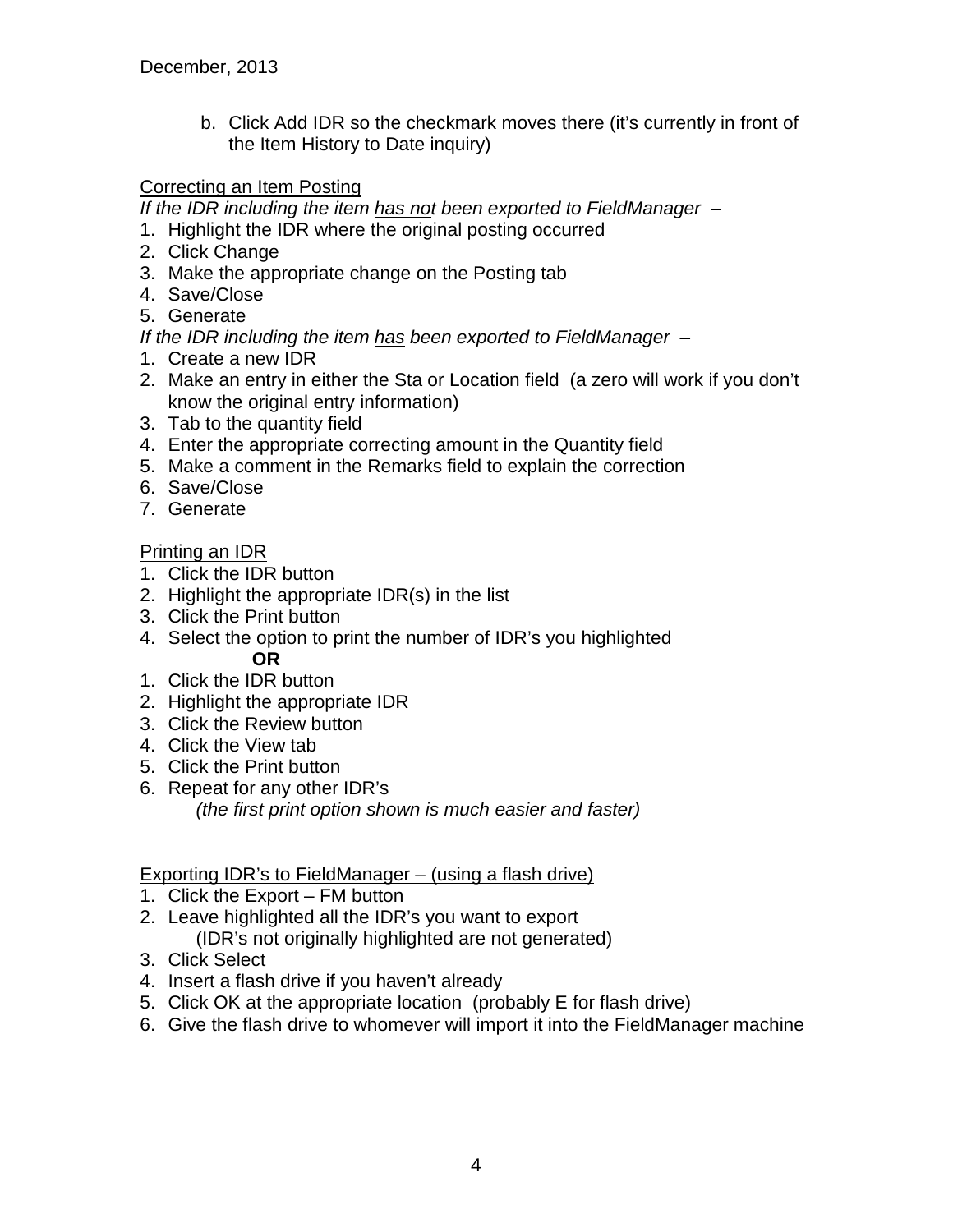b. Click Add IDR so the checkmark moves there (it's currently in front of the Item History to Date inquiry)

<u>Correcting an Item Posting</u>

*If the IDR including the item <u>has not</u> been exported to FieldManager –*

1. Highlight the IDR where the original posting occurred
2. Click Change
3. Make the appropriate change on the Posting tab
4. Save/Close
5. Generate

*If the IDR including the item <u>has</u> been exported to FieldManager –*

1. Create a new IDR
2. Make an entry in either the Sta or Location field (a zero will work if you don't know the original entry information)
3. Tab to the quantity field
4. Enter the appropriate correcting amount in the Quantity field
5. Make a comment in the Remarks field to explain the correction
6. Save/Close
7. Generate

<u>Printing an IDR</u>

1. Click the IDR button
2. Highlight the appropriate IDR(s) in the list
3. Click the Print button
4. Select the option to print the number of IDR's you highlighted

**OR**

1. Click the IDR button
2. Highlight the appropriate IDR
3. Click the Review button
4. Click the View tab
5. Click the Print button
6. Repeat for any other IDR's

*(the first print option shown is much easier and faster)*

<u>Exporting IDR's to FieldManager – (using a flash drive)</u>

1. Click the Export – FM button
2. Leave highlighted all the IDR's you want to export
   (IDR's not originally highlighted are not generated)
3. Click Select
4. Insert a flash drive if you haven't already
5. Click OK at the appropriate location (probably E for flash drive)
6. Give the flash drive to whomever will import it into the FieldManager machine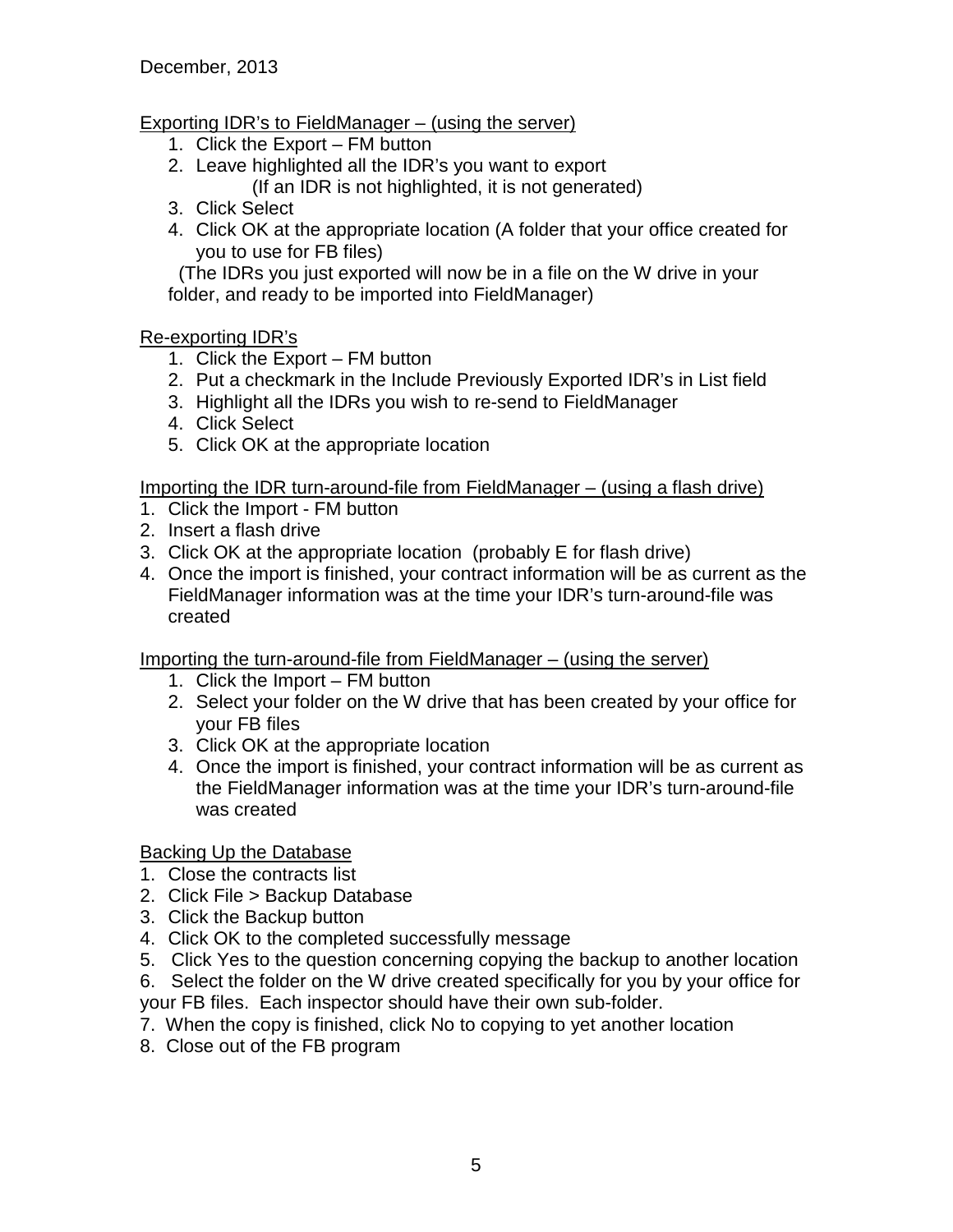December, 2013

Exporting IDR's to FieldManager – (using the server)

1. Click the Export – FM button
2. Leave highlighted all the IDR's you want to export
   (If an IDR is not highlighted, it is not generated)
3. Click Select
4. Click OK at the appropriate location (A folder that your office created for you to use for FB files)

(The IDRs you just exported will now be in a file on the W drive in your folder, and ready to be imported into FieldManager)

Re-exporting IDR's

1. Click the Export – FM button
2. Put a checkmark in the Include Previously Exported IDR's in List field
3. Highlight all the IDRs you wish to re-send to FieldManager
4. Click Select
5. Click OK at the appropriate location

Importing the IDR turn-around-file from FieldManager – (using a flash drive)

1. Click the Import - FM button
2. Insert a flash drive
3. Click OK at the appropriate location (probably E for flash drive)
4. Once the import is finished, your contract information will be as current as the FieldManager information was at the time your IDR's turn-around-file was created

Importing the turn-around-file from FieldManager – (using the server)

1. Click the Import – FM button
2. Select your folder on the W drive that has been created by your office for your FB files
3. Click OK at the appropriate location
4. Once the import is finished, your contract information will be as current as the FieldManager information was at the time your IDR's turn-around-file was created

Backing Up the Database

1. Close the contracts list
2. Click File > Backup Database
3. Click the Backup button
4. Click OK to the completed successfully message
5. Click Yes to the question concerning copying the backup to another location
6. Select the folder on the W drive created specifically for you by your office for your FB files. Each inspector should have their own sub-folder.
7. When the copy is finished, click No to copying to yet another location
8. Close out of the FB program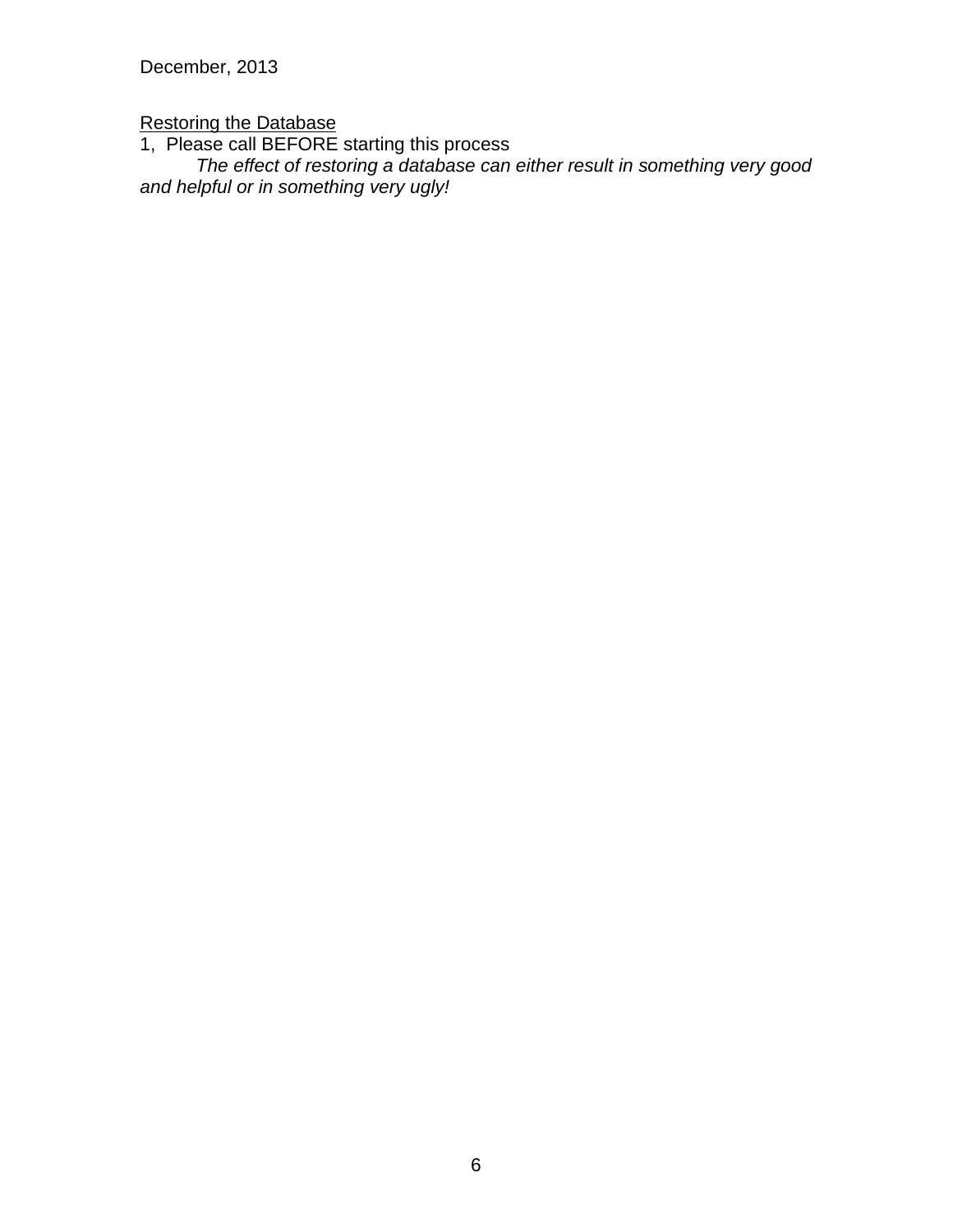December, 2013

<u>Restoring the Database</u>

1, Please call BEFORE starting this process

*The effect of restoring a database can either result in something very good and helpful or in something very ugly!*